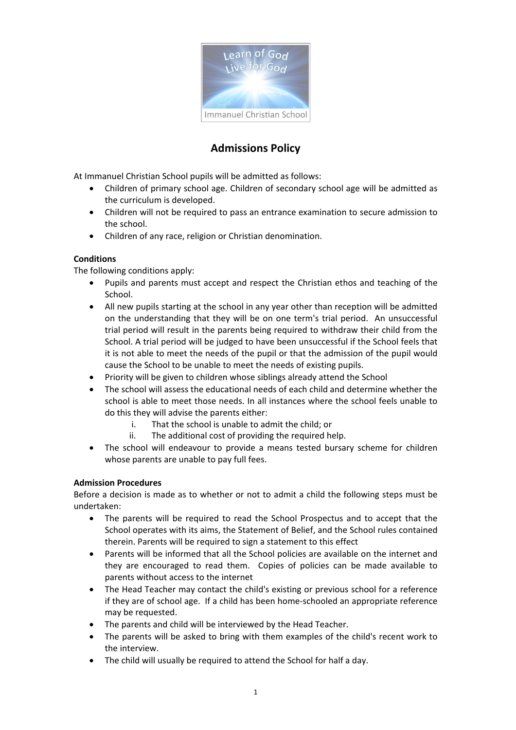# Admissions Policy

At Immanuel Christian School pupils will be admitted as follows:

- Children of primary school age. Children of secondary school age will be admitted as the curriculum is developed.
- Children will not be required to pass an entrance examination to secure admission to the school.
- Children of any race, religion or Christian denomination.

**Conditions**

The following conditions apply:

- Pupils and parents must accept and respect the Christian ethos and teaching of the School.
- All new pupils starting at the school in any year other than reception will be admitted on the understanding that they will be on one term's trial period. An unsuccessful trial period will result in the parents being required to withdraw their child from the School. A trial period will be judged to have been unsuccessful if the School feels that it is not able to meet the needs of the pupil or that the admission of the pupil would cause the School to be unable to meet the needs of existing pupils.
- Priority will be given to children whose siblings already attend the School
- The school will assess the educational needs of each child and determine whether the school is able to meet those needs. In all instances where the school feels unable to do this they will advise the parents either:
  i. That the school is unable to admit the child; or
  ii. The additional cost of providing the required help.
- The school will endeavour to provide a means tested bursary scheme for children whose parents are unable to pay full fees.

**Admission Procedures**

Before a decision is made as to whether or not to admit a child the following steps must be undertaken:

- The parents will be required to read the School Prospectus and to accept that the School operates with its aims, the Statement of Belief, and the School rules contained therein. Parents will be required to sign a statement to this effect
- Parents will be informed that all the School policies are available on the internet and they are encouraged to read them. Copies of policies can be made available to parents without access to the internet
- The Head Teacher may contact the child's existing or previous school for a reference if they are of school age. If a child has been home-schooled an appropriate reference may be requested.
- The parents and child will be interviewed by the Head Teacher.
- The parents will be asked to bring with them examples of the child's recent work to the interview.
- The child will usually be required to attend the School for half a day.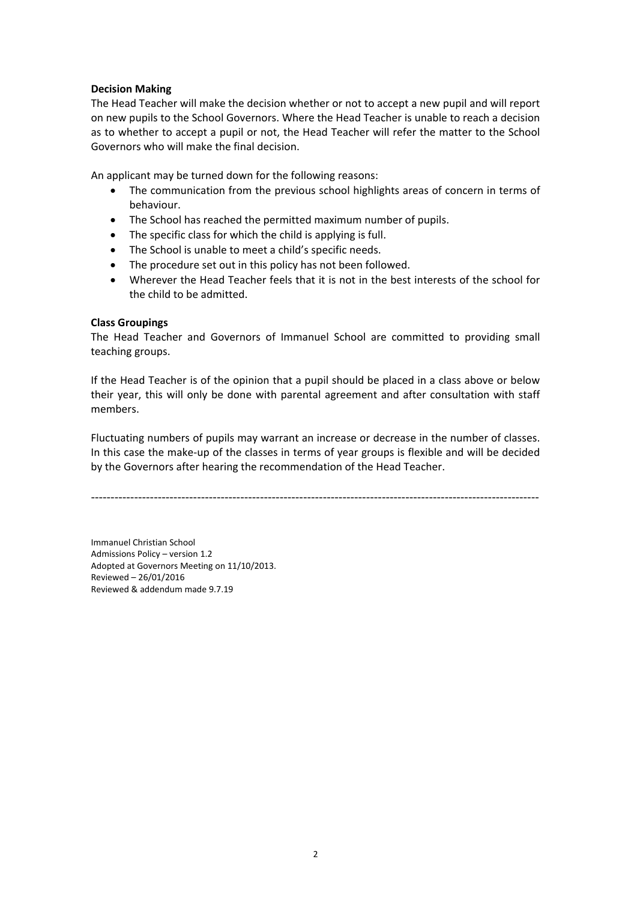**Decision Making**

The Head Teacher will make the decision whether or not to accept a new pupil and will report on new pupils to the School Governors. Where the Head Teacher is unable to reach a decision as to whether to accept a pupil or not, the Head Teacher will refer the matter to the School Governors who will make the final decision.

An applicant may be turned down for the following reasons:

- The communication from the previous school highlights areas of concern in terms of behaviour.
- The School has reached the permitted maximum number of pupils.
- The specific class for which the child is applying is full.
- The School is unable to meet a child's specific needs.
- The procedure set out in this policy has not been followed.
- Wherever the Head Teacher feels that it is not in the best interests of the school for the child to be admitted.

**Class Groupings**

The Head Teacher and Governors of Immanuel School are committed to providing small teaching groups.

If the Head Teacher is of the opinion that a pupil should be placed in a class above or below their year, this will only be done with parental agreement and after consultation with staff members.

Fluctuating numbers of pupils may warrant an increase or decrease in the number of classes. In this case the make-up of the classes in terms of year groups is flexible and will be decided by the Governors after hearing the recommendation of the Head Teacher.

---

Immanuel Christian School
Admissions Policy – version 1.2
Adopted at Governors Meeting on 11/10/2013.
Reviewed – 26/01/2016
Reviewed & addendum made 9.7.19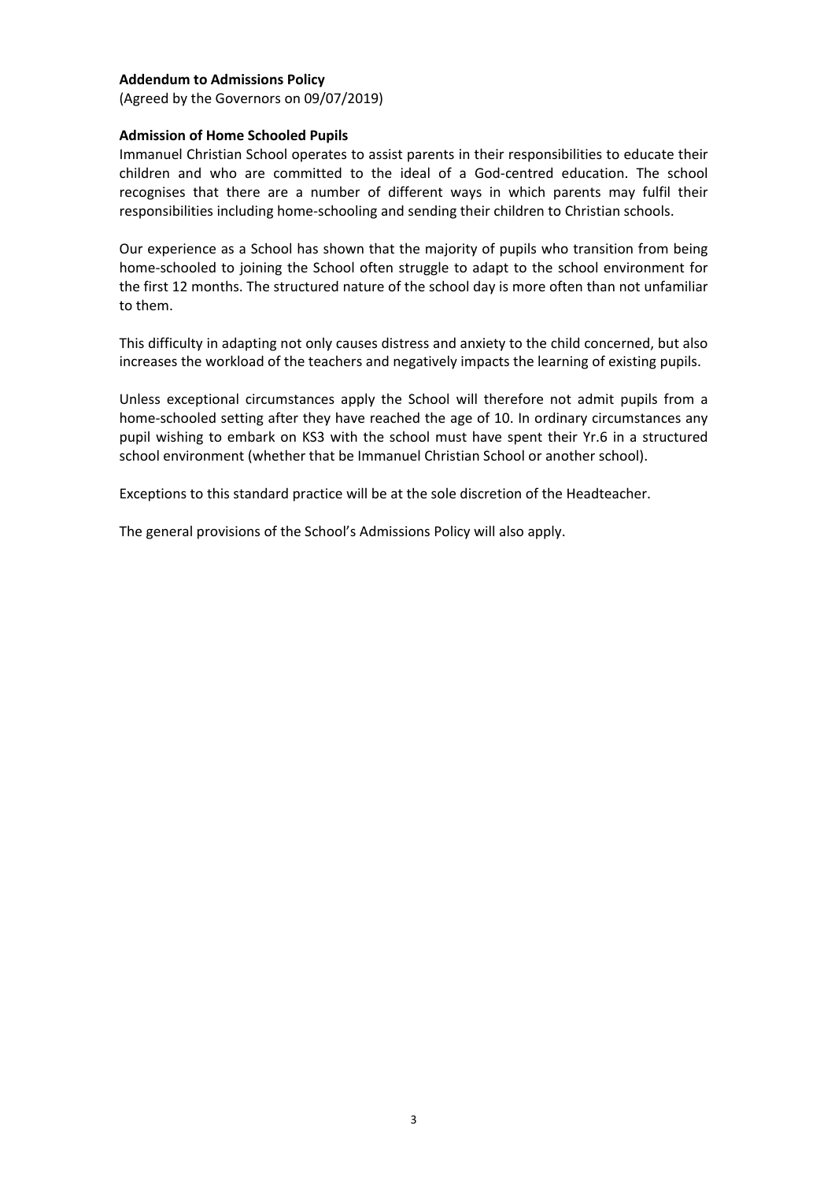**Addendum to Admissions Policy**

(Agreed by the Governors on 09/07/2019)

**Admission of Home Schooled Pupils**

Immanuel Christian School operates to assist parents in their responsibilities to educate their children and who are committed to the ideal of a God-centred education. The school recognises that there are a number of different ways in which parents may fulfil their responsibilities including home-schooling and sending their children to Christian schools.

Our experience as a School has shown that the majority of pupils who transition from being home-schooled to joining the School often struggle to adapt to the school environment for the first 12 months. The structured nature of the school day is more often than not unfamiliar to them.

This difficulty in adapting not only causes distress and anxiety to the child concerned, but also increases the workload of the teachers and negatively impacts the learning of existing pupils.

Unless exceptional circumstances apply the School will therefore not admit pupils from a home-schooled setting after they have reached the age of 10. In ordinary circumstances any pupil wishing to embark on KS3 with the school must have spent their Yr.6 in a structured school environment (whether that be Immanuel Christian School or another school).

Exceptions to this standard practice will be at the sole discretion of the Headteacher.

The general provisions of the School's Admissions Policy will also apply.